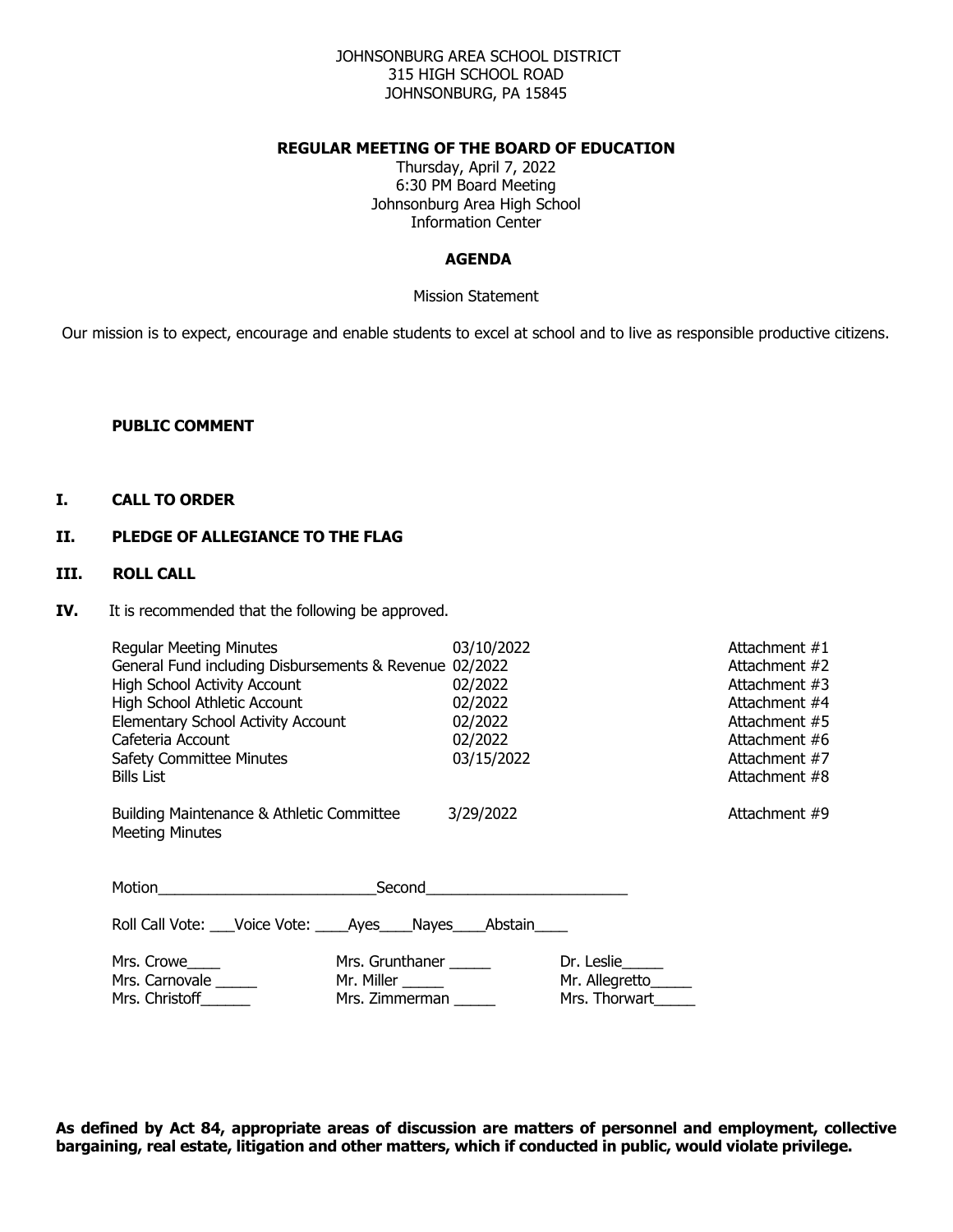JOHNSONBURG AREA SCHOOL DISTRICT
315 HIGH SCHOOL ROAD
JOHNSONBURG, PA 15845

**REGULAR MEETING OF THE BOARD OF EDUCATION**

Thursday, April 7, 2022
6:30 PM Board Meeting
Johnsonburg Area High School
Information Center

**AGENDA**

Mission Statement

Our mission is to expect, encourage and enable students to excel at school and to live as responsible productive citizens.

**PUBLIC COMMENT**

**I. CALL TO ORDER**

**II. PLEDGE OF ALLEGIANCE TO THE FLAG**

**III. ROLL CALL**

**IV.** It is recommended that the following be approved.

| | | |
|---|---|---|
| Regular Meeting Minutes | 03/10/2022 | Attachment #1 |
| General Fund including Disbursements & Revenue | 02/2022 | Attachment #2 |
| High School Activity Account | 02/2022 | Attachment #3 |
| High School Athletic Account | 02/2022 | Attachment #4 |
| Elementary School Activity Account | 02/2022 | Attachment #5 |
| Cafeteria Account | 02/2022 | Attachment #6 |
| Safety Committee Minutes | 03/15/2022 | Attachment #7 |
| Bills List | | Attachment #8 |
| Building Maintenance & Athletic Committee Meeting Minutes | 3/29/2022 | Attachment #9 |

Motion__________________________Second________________________

Roll Call Vote: ___Voice Vote: ____Ayes____Nayes____Abstain____

| | | |
|---|---|---|
| Mrs. Crowe____ | Mrs. Grunthaner _____ | Dr. Leslie_____ |
| Mrs. Carnovale _____ | Mr. Miller _____ | Mr. Allegretto_____ |
| Mrs. Christoff______ | Mrs. Zimmerman _____ | Mrs. Thorwart_____ |

**As defined by Act 84, appropriate areas of discussion are matters of personnel and employment, collective bargaining, real estate, litigation and other matters, which if conducted in public, would violate privilege.**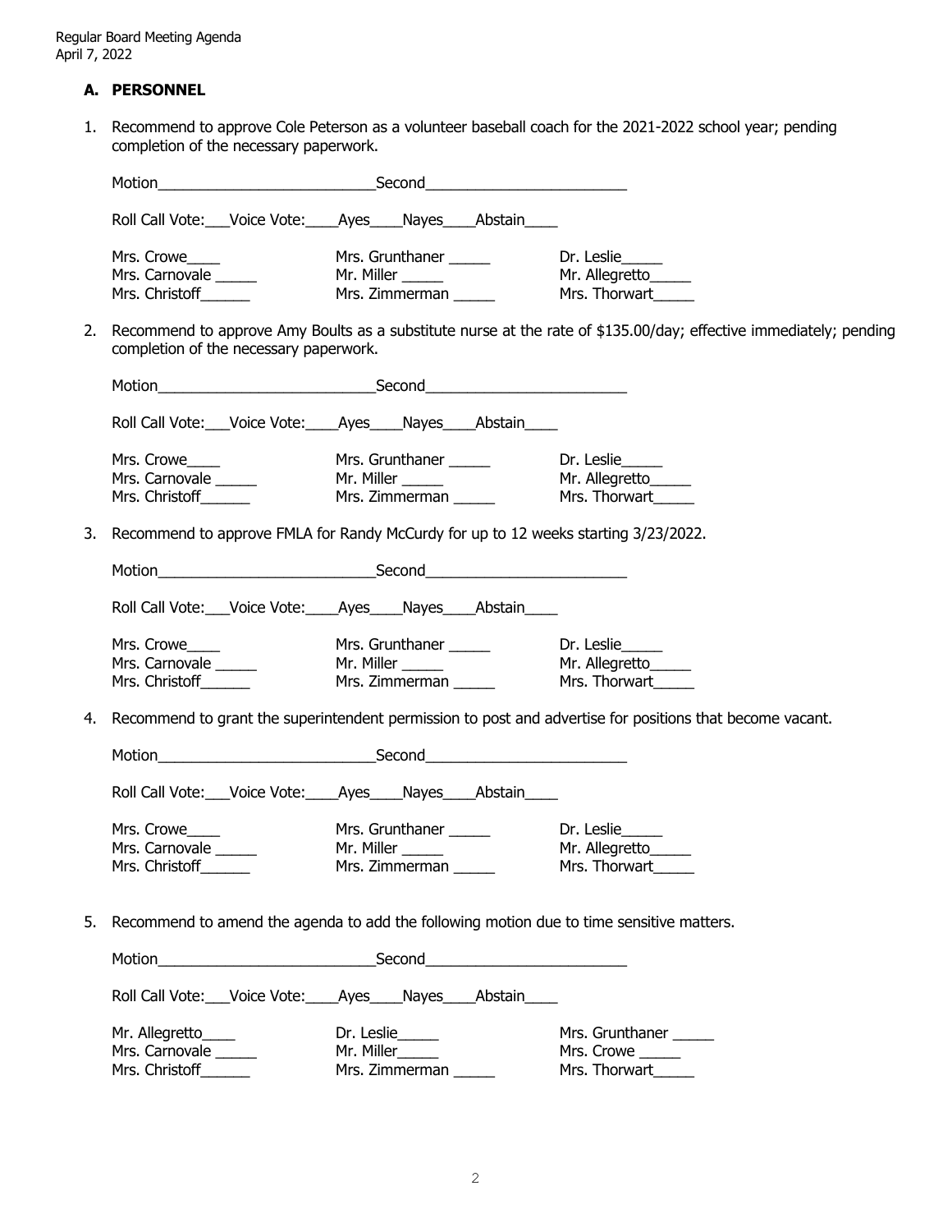## A. PERSONNEL

1. Recommend to approve Cole Peterson as a volunteer baseball coach for the 2021-2022 school year; pending completion of the necessary paperwork.

   Motion___________________________Second_________________________

   Roll Call Vote:___Voice Vote:____Ayes____Nayes____Abstain____

   | | | |
   |---|---|---|
   | Mrs. Crowe____ | Mrs. Grunthaner _____ | Dr. Leslie_____ |
   | Mrs. Carnovale _____ | Mr. Miller _____ | Mr. Allegretto_____ |
   | Mrs. Christoff______ | Mrs. Zimmerman _____ | Mrs. Thorwart_____ |

2. Recommend to approve Amy Boults as a substitute nurse at the rate of $135.00/day; effective immediately; pending completion of the necessary paperwork.

   Motion___________________________Second_________________________

   Roll Call Vote:___Voice Vote:____Ayes____Nayes____Abstain____

   | | | |
   |---|---|---|
   | Mrs. Crowe____ | Mrs. Grunthaner _____ | Dr. Leslie_____ |
   | Mrs. Carnovale _____ | Mr. Miller _____ | Mr. Allegretto_____ |
   | Mrs. Christoff______ | Mrs. Zimmerman _____ | Mrs. Thorwart_____ |

3. Recommend to approve FMLA for Randy McCurdy for up to 12 weeks starting 3/23/2022.

   Motion___________________________Second_________________________

   Roll Call Vote:___Voice Vote:____Ayes____Nayes____Abstain____

   | | | |
   |---|---|---|
   | Mrs. Crowe____ | Mrs. Grunthaner _____ | Dr. Leslie_____ |
   | Mrs. Carnovale _____ | Mr. Miller _____ | Mr. Allegretto_____ |
   | Mrs. Christoff______ | Mrs. Zimmerman _____ | Mrs. Thorwart_____ |

4. Recommend to grant the superintendent permission to post and advertise for positions that become vacant.

   Motion___________________________Second_________________________

   Roll Call Vote:___Voice Vote:____Ayes____Nayes____Abstain____

   | | | |
   |---|---|---|
   | Mrs. Crowe____ | Mrs. Grunthaner _____ | Dr. Leslie_____ |
   | Mrs. Carnovale _____ | Mr. Miller _____ | Mr. Allegretto_____ |
   | Mrs. Christoff______ | Mrs. Zimmerman _____ | Mrs. Thorwart_____ |

5. Recommend to amend the agenda to add the following motion due to time sensitive matters.

   Motion___________________________Second_________________________

   Roll Call Vote:___Voice Vote:____Ayes____Nayes____Abstain____

   | | | |
   |---|---|---|
   | Mr. Allegretto____ | Dr. Leslie_____ | Mrs. Grunthaner _____ |
   | Mrs. Carnovale _____ | Mr. Miller_____ | Mrs. Crowe _____ |
   | Mrs. Christoff______ | Mrs. Zimmerman _____ | Mrs. Thorwart_____ |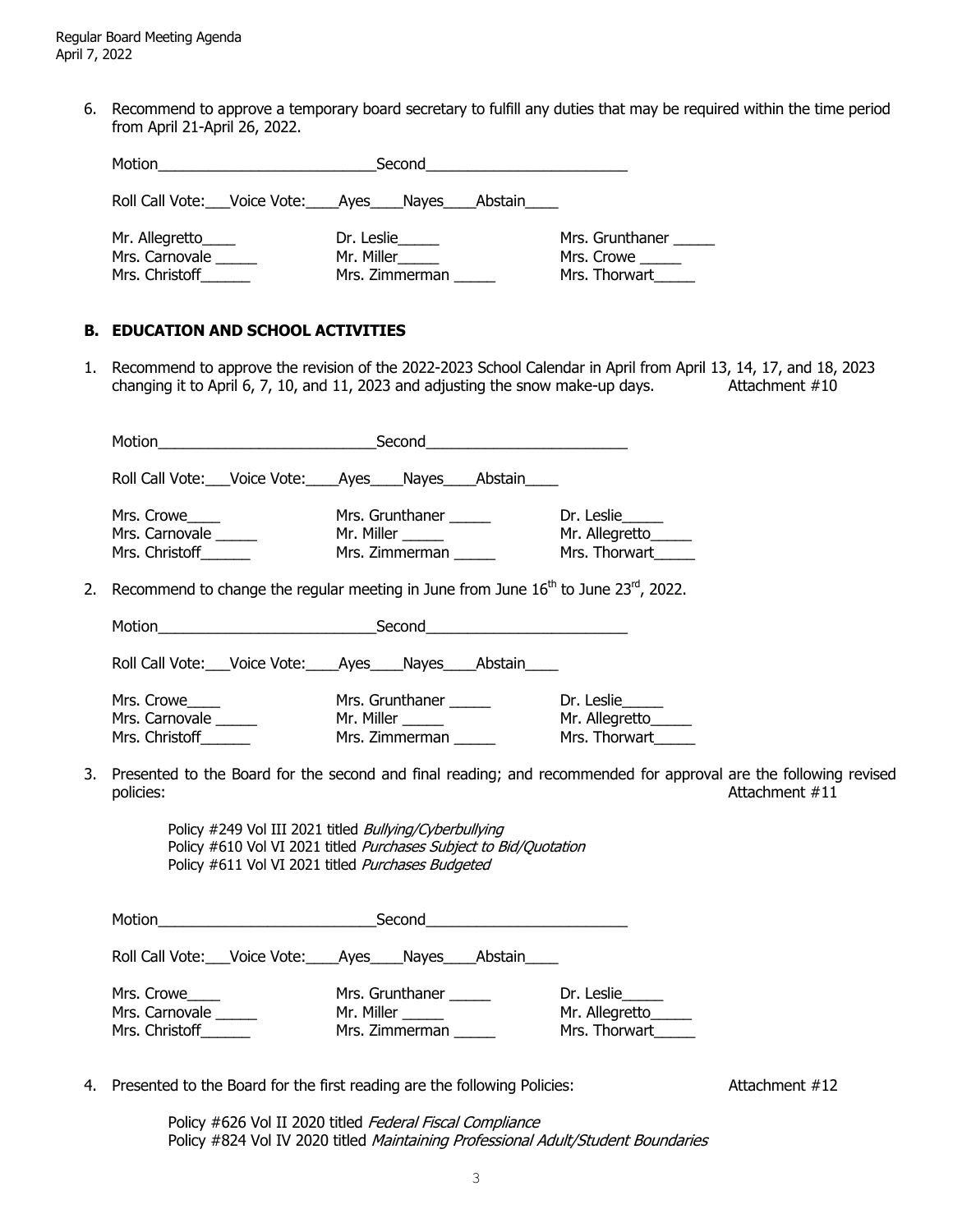6. Recommend to approve a temporary board secretary to fulfill any duties that may be required within the time period from April 21-April 26, 2022.

Motion___________________________Second_________________________

Roll Call Vote:___Voice Vote:____Ayes____Nayes____Abstain____

| | | |
|---|---|---|
| Mr. Allegretto____ | Dr. Leslie_____ | Mrs. Grunthaner _____ |
| Mrs. Carnovale _____ | Mr. Miller_____ | Mrs. Crowe _____ |
| Mrs. Christoff______ | Mrs. Zimmerman _____ | Mrs. Thorwart_____ |

## B. EDUCATION AND SCHOOL ACTIVITIES

1. Recommend to approve the revision of the 2022-2023 School Calendar in April from April 13, 14, 17, and 18, 2023 changing it to April 6, 7, 10, and 11, 2023 and adjusting the snow make-up days. Attachment #10

Motion___________________________Second_________________________

Roll Call Vote:___Voice Vote:____Ayes____Nayes____Abstain____

| | | |
|---|---|---|
| Mrs. Crowe____ | Mrs. Grunthaner _____ | Dr. Leslie_____ |
| Mrs. Carnovale _____ | Mr. Miller _____ | Mr. Allegretto_____ |
| Mrs. Christoff______ | Mrs. Zimmerman _____ | Mrs. Thorwart_____ |

2. Recommend to change the regular meeting in June from June 16th to June 23rd, 2022.

Motion___________________________Second_________________________

Roll Call Vote:___Voice Vote:____Ayes____Nayes____Abstain____

| | | |
|---|---|---|
| Mrs. Crowe____ | Mrs. Grunthaner _____ | Dr. Leslie_____ |
| Mrs. Carnovale _____ | Mr. Miller _____ | Mr. Allegretto_____ |
| Mrs. Christoff______ | Mrs. Zimmerman _____ | Mrs. Thorwart_____ |

3. Presented to the Board for the second and final reading; and recommended for approval are the following revised policies: Attachment #11

   Policy #249 Vol III 2021 titled *Bullying/Cyberbullying*
   Policy #610 Vol VI 2021 titled *Purchases Subject to Bid/Quotation*
   Policy #611 Vol VI 2021 titled *Purchases Budgeted*

Motion___________________________Second_________________________

Roll Call Vote:___Voice Vote:____Ayes____Nayes____Abstain____

| | | |
|---|---|---|
| Mrs. Crowe____ | Mrs. Grunthaner _____ | Dr. Leslie_____ |
| Mrs. Carnovale _____ | Mr. Miller _____ | Mr. Allegretto_____ |
| Mrs. Christoff______ | Mrs. Zimmerman _____ | Mrs. Thorwart_____ |

4. Presented to the Board for the first reading are the following Policies: Attachment #12

   Policy #626 Vol II 2020 titled *Federal Fiscal Compliance*
   Policy #824 Vol IV 2020 titled *Maintaining Professional Adult/Student Boundaries*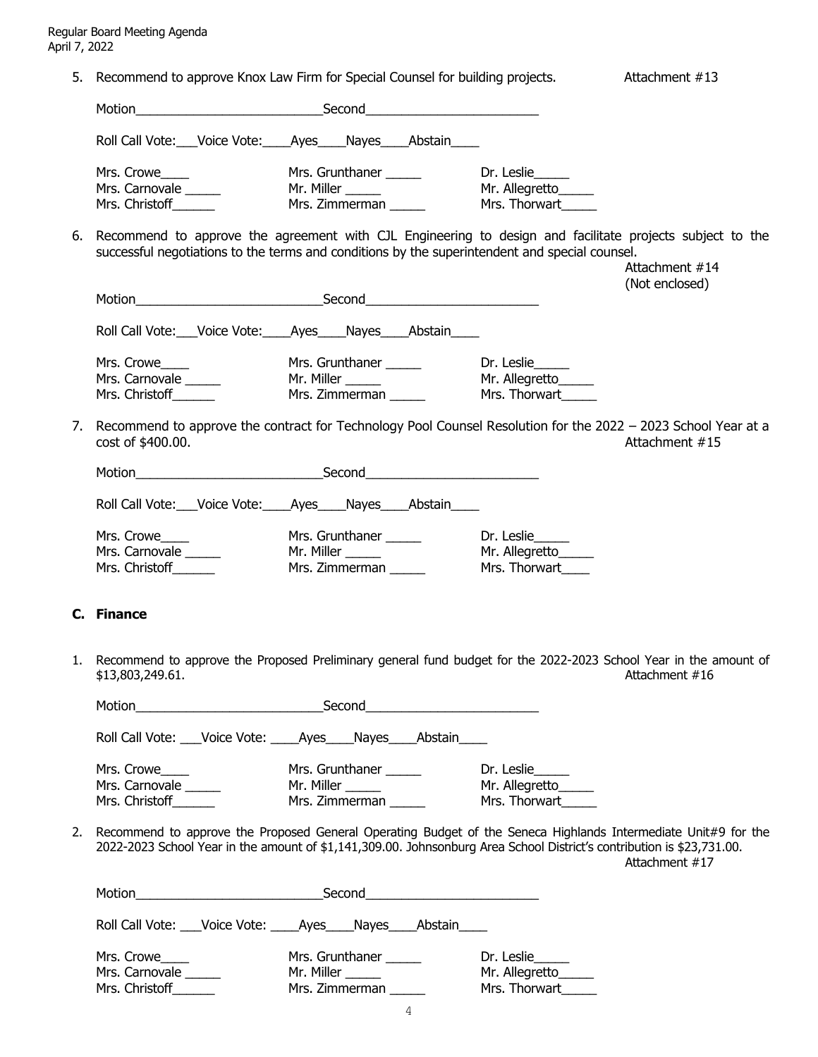5. Recommend to approve Knox Law Firm for Special Counsel for building projects. Attachment #13

Motion___________________________Second_________________________

Roll Call Vote:___Voice Vote:____Ayes____Nayes____Abstain____

| | | |
|---|---|---|
| Mrs. Crowe____ | Mrs. Grunthaner _____ | Dr. Leslie_____ |
| Mrs. Carnovale _____ | Mr. Miller _____ | Mr. Allegretto_____ |
| Mrs. Christoff______ | Mrs. Zimmerman _____ | Mrs. Thorwart_____ |

6. Recommend to approve the agreement with CJL Engineering to design and facilitate projects subject to the successful negotiations to the terms and conditions by the superintendent and special counsel.
Attachment #14
(Not enclosed)

Motion___________________________Second_________________________

Roll Call Vote:___Voice Vote:____Ayes____Nayes____Abstain____

| | | |
|---|---|---|
| Mrs. Crowe____ | Mrs. Grunthaner _____ | Dr. Leslie_____ |
| Mrs. Carnovale _____ | Mr. Miller _____ | Mr. Allegretto_____ |
| Mrs. Christoff______ | Mrs. Zimmerman _____ | Mrs. Thorwart_____ |

7. Recommend to approve the contract for Technology Pool Counsel Resolution for the 2022 – 2023 School Year at a cost of $400.00. Attachment #15

Motion___________________________Second_________________________

Roll Call Vote:___Voice Vote:____Ayes____Nayes____Abstain____

| | | |
|---|---|---|
| Mrs. Crowe____ | Mrs. Grunthaner _____ | Dr. Leslie_____ |
| Mrs. Carnovale _____ | Mr. Miller _____ | Mr. Allegretto_____ |
| Mrs. Christoff______ | Mrs. Zimmerman _____ | Mrs. Thorwart____ |

## C. Finance

1. Recommend to approve the Proposed Preliminary general fund budget for the 2022-2023 School Year in the amount of $13,803,249.61. Attachment #16

Motion___________________________Second_________________________

Roll Call Vote: ___Voice Vote: ____Ayes____Nayes____Abstain____

| | | |
|---|---|---|
| Mrs. Crowe____ | Mrs. Grunthaner _____ | Dr. Leslie_____ |
| Mrs. Carnovale _____ | Mr. Miller _____ | Mr. Allegretto_____ |
| Mrs. Christoff______ | Mrs. Zimmerman _____ | Mrs. Thorwart_____ |

2. Recommend to approve the Proposed General Operating Budget of the Seneca Highlands Intermediate Unit#9 for the 2022-2023 School Year in the amount of $1,141,309.00. Johnsonburg Area School District's contribution is $23,731.00.
Attachment #17

Motion___________________________Second_________________________

Roll Call Vote: ___Voice Vote: ____Ayes____Nayes____Abstain____

| | | |
|---|---|---|
| Mrs. Crowe____ | Mrs. Grunthaner _____ | Dr. Leslie_____ |
| Mrs. Carnovale _____ | Mr. Miller _____ | Mr. Allegretto_____ |
| Mrs. Christoff______ | Mrs. Zimmerman _____ | Mrs. Thorwart_____ |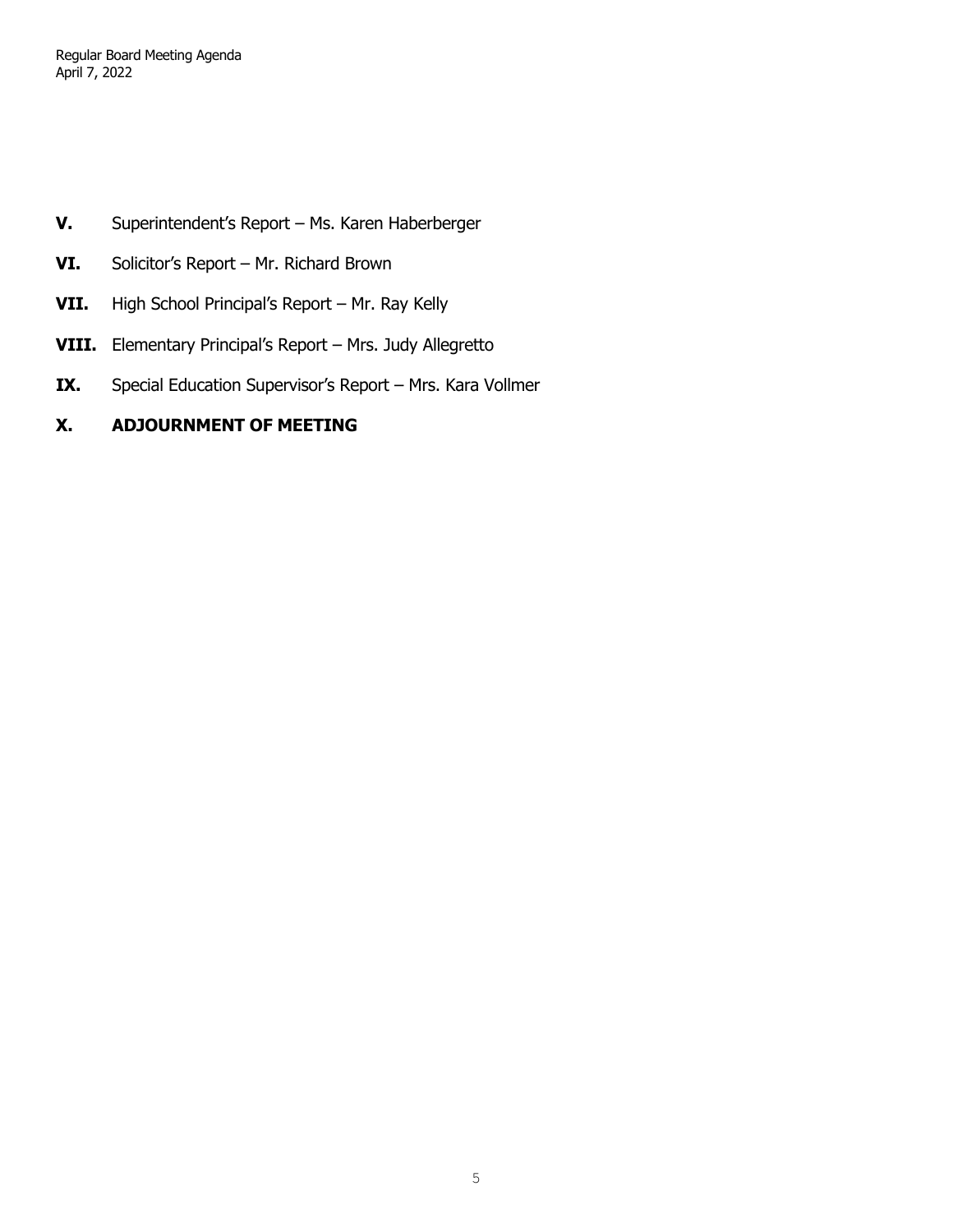**V.** Superintendent's Report – Ms. Karen Haberberger

**VI.** Solicitor's Report – Mr. Richard Brown

**VII.** High School Principal's Report – Mr. Ray Kelly

**VIII.** Elementary Principal's Report – Mrs. Judy Allegretto

**IX.** Special Education Supervisor's Report – Mrs. Kara Vollmer

## X. ADJOURNMENT OF MEETING